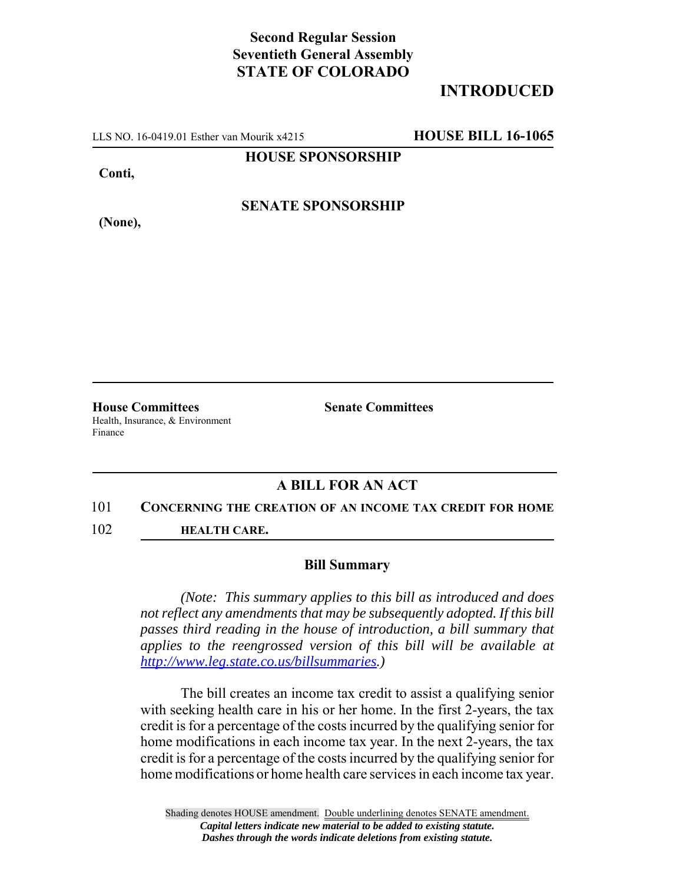**Second Regular Session**
**Seventieth General Assembly**
**STATE OF COLORADO**

# INTRODUCED

LLS NO. 16-0419.01 Esther van Mourik x4215 **HOUSE BILL 16-1065**

**HOUSE SPONSORSHIP**

**Conti,**

**SENATE SPONSORSHIP**

**(None),**

**House Committees**
Health, Insurance, & Environment
Finance

**Senate Committees**

## A BILL FOR AN ACT

101 **CONCERNING THE CREATION OF AN INCOME TAX CREDIT FOR HOME**
102 **HEALTH CARE.**

### Bill Summary

*(Note: This summary applies to this bill as introduced and does not reflect any amendments that may be subsequently adopted. If this bill passes third reading in the house of introduction, a bill summary that applies to the reengrossed version of this bill will be available at http://www.leg.state.co.us/billsummaries.)*

The bill creates an income tax credit to assist a qualifying senior with seeking health care in his or her home. In the first 2-years, the tax credit is for a percentage of the costs incurred by the qualifying senior for home modifications in each income tax year. In the next 2-years, the tax credit is for a percentage of the costs incurred by the qualifying senior for home modifications or home health care services in each income tax year.

Shading denotes HOUSE amendment. Double underlining denotes SENATE amendment.
*Capital letters indicate new material to be added to existing statute.*
*Dashes through the words indicate deletions from existing statute.*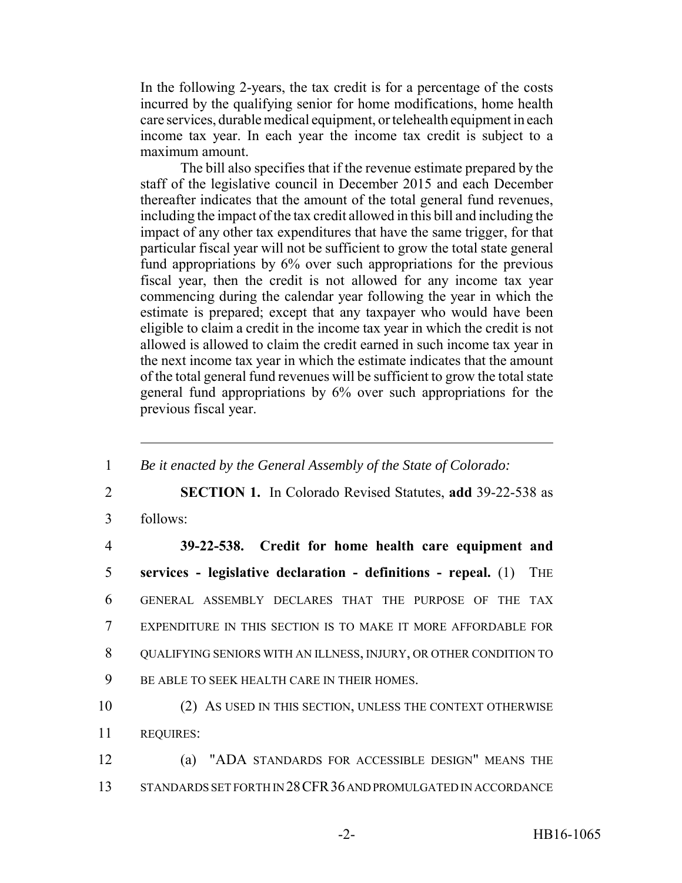In the following 2-years, the tax credit is for a percentage of the costs incurred by the qualifying senior for home modifications, home health care services, durable medical equipment, or telehealth equipment in each income tax year. In each year the income tax credit is subject to a maximum amount.

The bill also specifies that if the revenue estimate prepared by the staff of the legislative council in December 2015 and each December thereafter indicates that the amount of the total general fund revenues, including the impact of the tax credit allowed in this bill and including the impact of any other tax expenditures that have the same trigger, for that particular fiscal year will not be sufficient to grow the total state general fund appropriations by 6% over such appropriations for the previous fiscal year, then the credit is not allowed for any income tax year commencing during the calendar year following the year in which the estimate is prepared; except that any taxpayer who would have been eligible to claim a credit in the income tax year in which the credit is not allowed is allowed to claim the credit earned in such income tax year in the next income tax year in which the estimate indicates that the amount of the total general fund revenues will be sufficient to grow the total state general fund appropriations by 6% over such appropriations for the previous fiscal year.

---

1 *Be it enacted by the General Assembly of the State of Colorado:*

2 **SECTION 1.** In Colorado Revised Statutes, **add** 39-22-538 as

3 follows:

4 **39-22-538. Credit for home health care equipment and**

5 **services - legislative declaration - definitions - repeal.** (1) THE

6 GENERAL ASSEMBLY DECLARES THAT THE PURPOSE OF THE TAX

7 EXPENDITURE IN THIS SECTION IS TO MAKE IT MORE AFFORDABLE FOR

8 QUALIFYING SENIORS WITH AN ILLNESS, INJURY, OR OTHER CONDITION TO

9 BE ABLE TO SEEK HEALTH CARE IN THEIR HOMES.

10 (2) AS USED IN THIS SECTION, UNLESS THE CONTEXT OTHERWISE

11 REQUIRES:

12 (a) "ADA STANDARDS FOR ACCESSIBLE DESIGN" MEANS THE

13 STANDARDS SET FORTH IN 28 CFR 36 AND PROMULGATED IN ACCORDANCE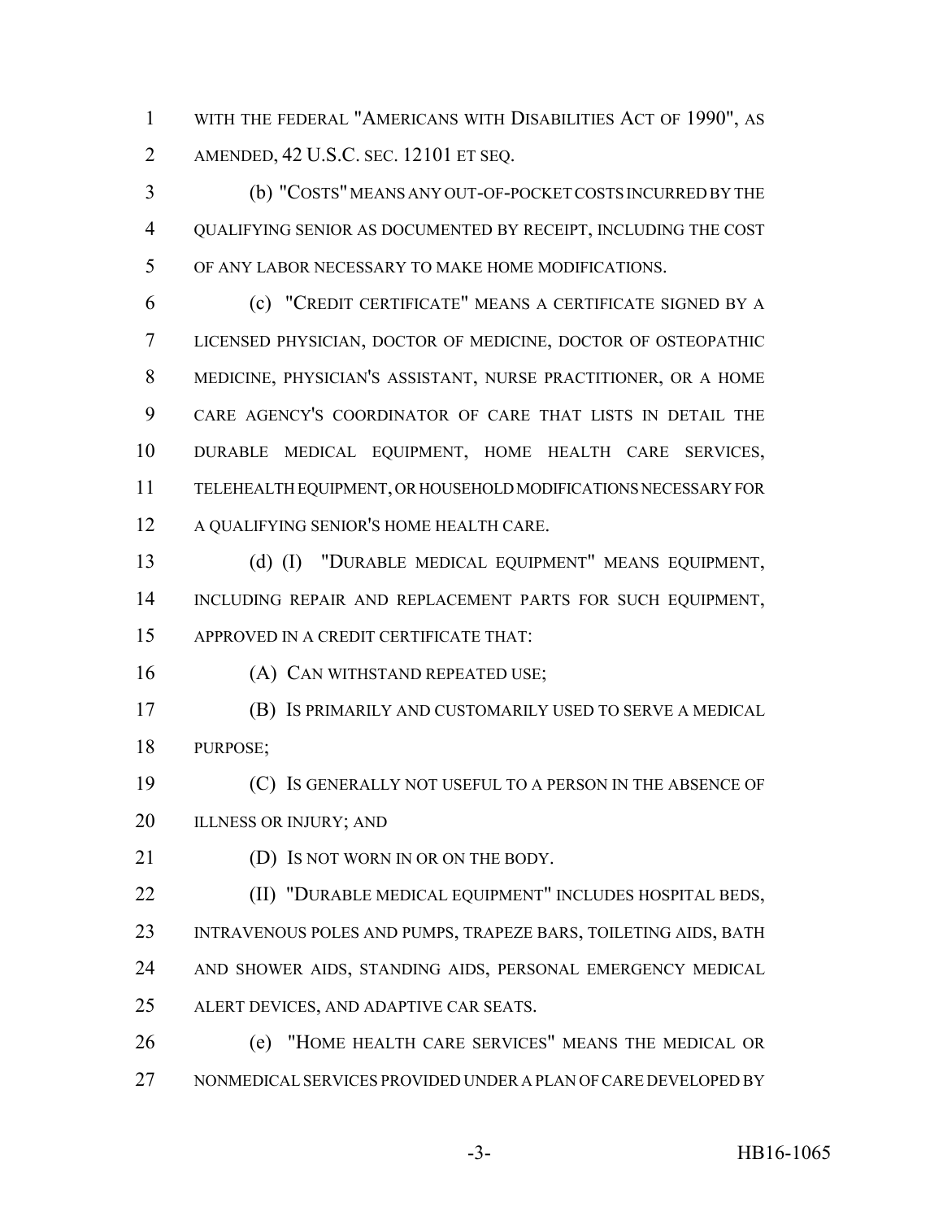WITH THE FEDERAL "AMERICANS WITH DISABILITIES ACT OF 1990", AS AMENDED, 42 U.S.C. SEC. 12101 ET SEQ.

(b) "COSTS" MEANS ANY OUT-OF-POCKET COSTS INCURRED BY THE QUALIFYING SENIOR AS DOCUMENTED BY RECEIPT, INCLUDING THE COST OF ANY LABOR NECESSARY TO MAKE HOME MODIFICATIONS.

(c) "CREDIT CERTIFICATE" MEANS A CERTIFICATE SIGNED BY A LICENSED PHYSICIAN, DOCTOR OF MEDICINE, DOCTOR OF OSTEOPATHIC MEDICINE, PHYSICIAN'S ASSISTANT, NURSE PRACTITIONER, OR A HOME CARE AGENCY'S COORDINATOR OF CARE THAT LISTS IN DETAIL THE DURABLE MEDICAL EQUIPMENT, HOME HEALTH CARE SERVICES, TELEHEALTH EQUIPMENT, OR HOUSEHOLD MODIFICATIONS NECESSARY FOR A QUALIFYING SENIOR'S HOME HEALTH CARE.

(d) (I) "DURABLE MEDICAL EQUIPMENT" MEANS EQUIPMENT, INCLUDING REPAIR AND REPLACEMENT PARTS FOR SUCH EQUIPMENT, APPROVED IN A CREDIT CERTIFICATE THAT:

(A) CAN WITHSTAND REPEATED USE;

(B) IS PRIMARILY AND CUSTOMARILY USED TO SERVE A MEDICAL PURPOSE;

(C) IS GENERALLY NOT USEFUL TO A PERSON IN THE ABSENCE OF ILLNESS OR INJURY; AND

(D) IS NOT WORN IN OR ON THE BODY.

(II) "DURABLE MEDICAL EQUIPMENT" INCLUDES HOSPITAL BEDS, INTRAVENOUS POLES AND PUMPS, TRAPEZE BARS, TOILETING AIDS, BATH AND SHOWER AIDS, STANDING AIDS, PERSONAL EMERGENCY MEDICAL ALERT DEVICES, AND ADAPTIVE CAR SEATS.

(e) "HOME HEALTH CARE SERVICES" MEANS THE MEDICAL OR NONMEDICAL SERVICES PROVIDED UNDER A PLAN OF CARE DEVELOPED BY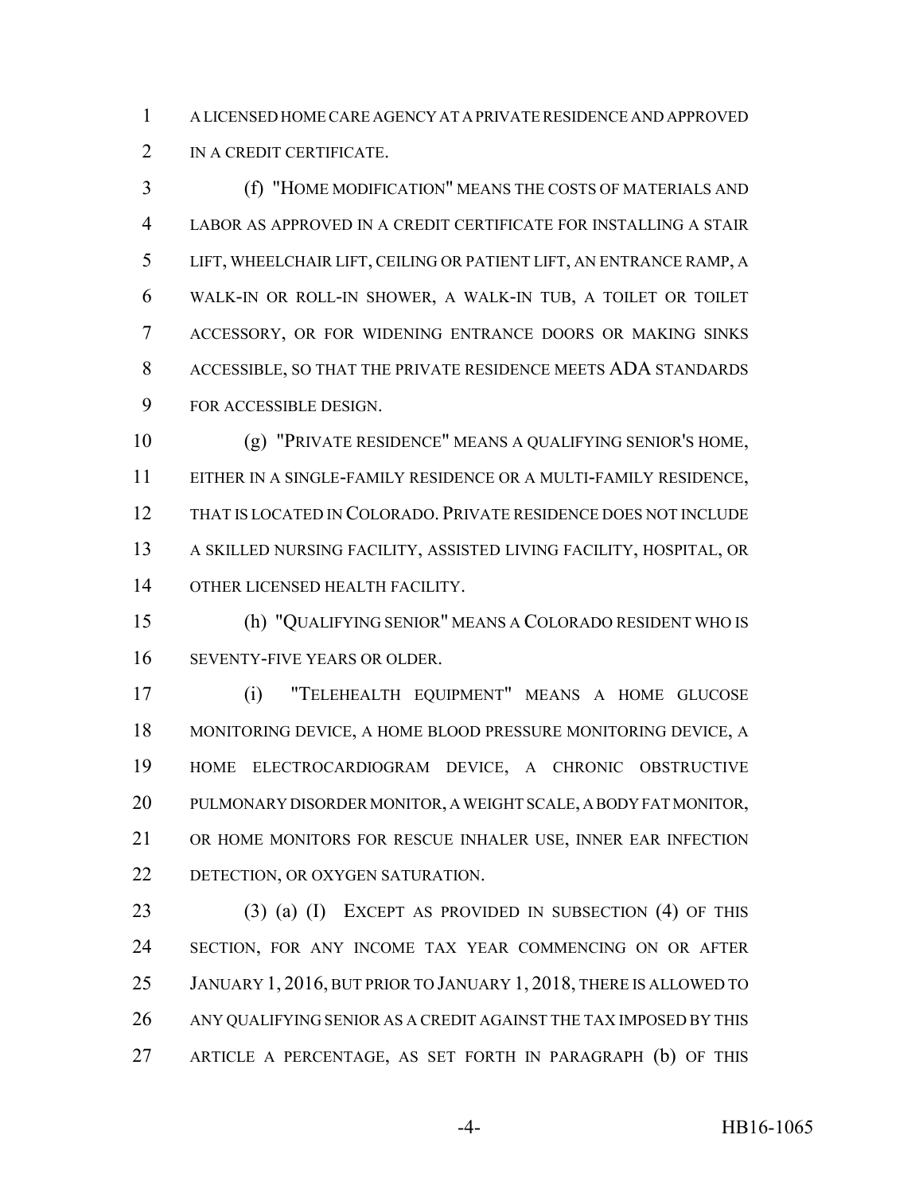A LICENSED HOME CARE AGENCY AT A PRIVATE RESIDENCE AND APPROVED IN A CREDIT CERTIFICATE.

(f) "HOME MODIFICATION" MEANS THE COSTS OF MATERIALS AND LABOR AS APPROVED IN A CREDIT CERTIFICATE FOR INSTALLING A STAIR LIFT, WHEELCHAIR LIFT, CEILING OR PATIENT LIFT, AN ENTRANCE RAMP, A WALK-IN OR ROLL-IN SHOWER, A WALK-IN TUB, A TOILET OR TOILET ACCESSORY, OR FOR WIDENING ENTRANCE DOORS OR MAKING SINKS ACCESSIBLE, SO THAT THE PRIVATE RESIDENCE MEETS ADA STANDARDS FOR ACCESSIBLE DESIGN.

(g) "PRIVATE RESIDENCE" MEANS A QUALIFYING SENIOR'S HOME, EITHER IN A SINGLE-FAMILY RESIDENCE OR A MULTI-FAMILY RESIDENCE, THAT IS LOCATED IN COLORADO. PRIVATE RESIDENCE DOES NOT INCLUDE A SKILLED NURSING FACILITY, ASSISTED LIVING FACILITY, HOSPITAL, OR OTHER LICENSED HEALTH FACILITY.

(h) "QUALIFYING SENIOR" MEANS A COLORADO RESIDENT WHO IS SEVENTY-FIVE YEARS OR OLDER.

(i) "TELEHEALTH EQUIPMENT" MEANS A HOME GLUCOSE MONITORING DEVICE, A HOME BLOOD PRESSURE MONITORING DEVICE, A HOME ELECTROCARDIOGRAM DEVICE, A CHRONIC OBSTRUCTIVE PULMONARY DISORDER MONITOR, A WEIGHT SCALE, A BODY FAT MONITOR, OR HOME MONITORS FOR RESCUE INHALER USE, INNER EAR INFECTION DETECTION, OR OXYGEN SATURATION.

(3) (a) (I) EXCEPT AS PROVIDED IN SUBSECTION (4) OF THIS SECTION, FOR ANY INCOME TAX YEAR COMMENCING ON OR AFTER JANUARY 1, 2016, BUT PRIOR TO JANUARY 1, 2018, THERE IS ALLOWED TO ANY QUALIFYING SENIOR AS A CREDIT AGAINST THE TAX IMPOSED BY THIS ARTICLE A PERCENTAGE, AS SET FORTH IN PARAGRAPH (b) OF THIS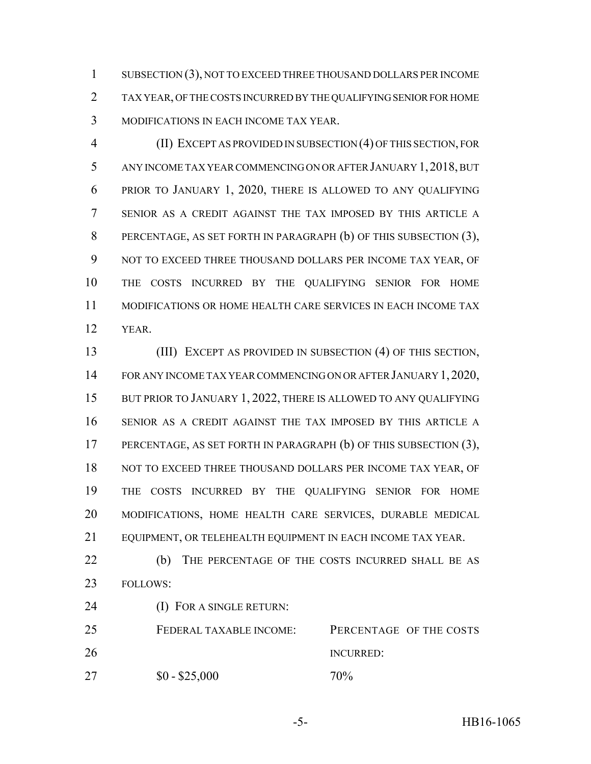SUBSECTION (3), NOT TO EXCEED THREE THOUSAND DOLLARS PER INCOME TAX YEAR, OF THE COSTS INCURRED BY THE QUALIFYING SENIOR FOR HOME MODIFICATIONS IN EACH INCOME TAX YEAR.

(II) EXCEPT AS PROVIDED IN SUBSECTION (4) OF THIS SECTION, FOR ANY INCOME TAX YEAR COMMENCING ON OR AFTER JANUARY 1, 2018, BUT PRIOR TO JANUARY 1, 2020, THERE IS ALLOWED TO ANY QUALIFYING SENIOR AS A CREDIT AGAINST THE TAX IMPOSED BY THIS ARTICLE A PERCENTAGE, AS SET FORTH IN PARAGRAPH (b) OF THIS SUBSECTION (3), NOT TO EXCEED THREE THOUSAND DOLLARS PER INCOME TAX YEAR, OF THE COSTS INCURRED BY THE QUALIFYING SENIOR FOR HOME MODIFICATIONS OR HOME HEALTH CARE SERVICES IN EACH INCOME TAX YEAR.

(III) EXCEPT AS PROVIDED IN SUBSECTION (4) OF THIS SECTION, FOR ANY INCOME TAX YEAR COMMENCING ON OR AFTER JANUARY 1, 2020, BUT PRIOR TO JANUARY 1, 2022, THERE IS ALLOWED TO ANY QUALIFYING SENIOR AS A CREDIT AGAINST THE TAX IMPOSED BY THIS ARTICLE A PERCENTAGE, AS SET FORTH IN PARAGRAPH (b) OF THIS SUBSECTION (3), NOT TO EXCEED THREE THOUSAND DOLLARS PER INCOME TAX YEAR, OF THE COSTS INCURRED BY THE QUALIFYING SENIOR FOR HOME MODIFICATIONS, HOME HEALTH CARE SERVICES, DURABLE MEDICAL EQUIPMENT, OR TELEHEALTH EQUIPMENT IN EACH INCOME TAX YEAR.

(b) THE PERCENTAGE OF THE COSTS INCURRED SHALL BE AS FOLLOWS:

(I) FOR A SINGLE RETURN:

| FEDERAL TAXABLE INCOME: | PERCENTAGE OF THE COSTS INCURRED: |
|---|---|
| $0 - $25,000 | 70% |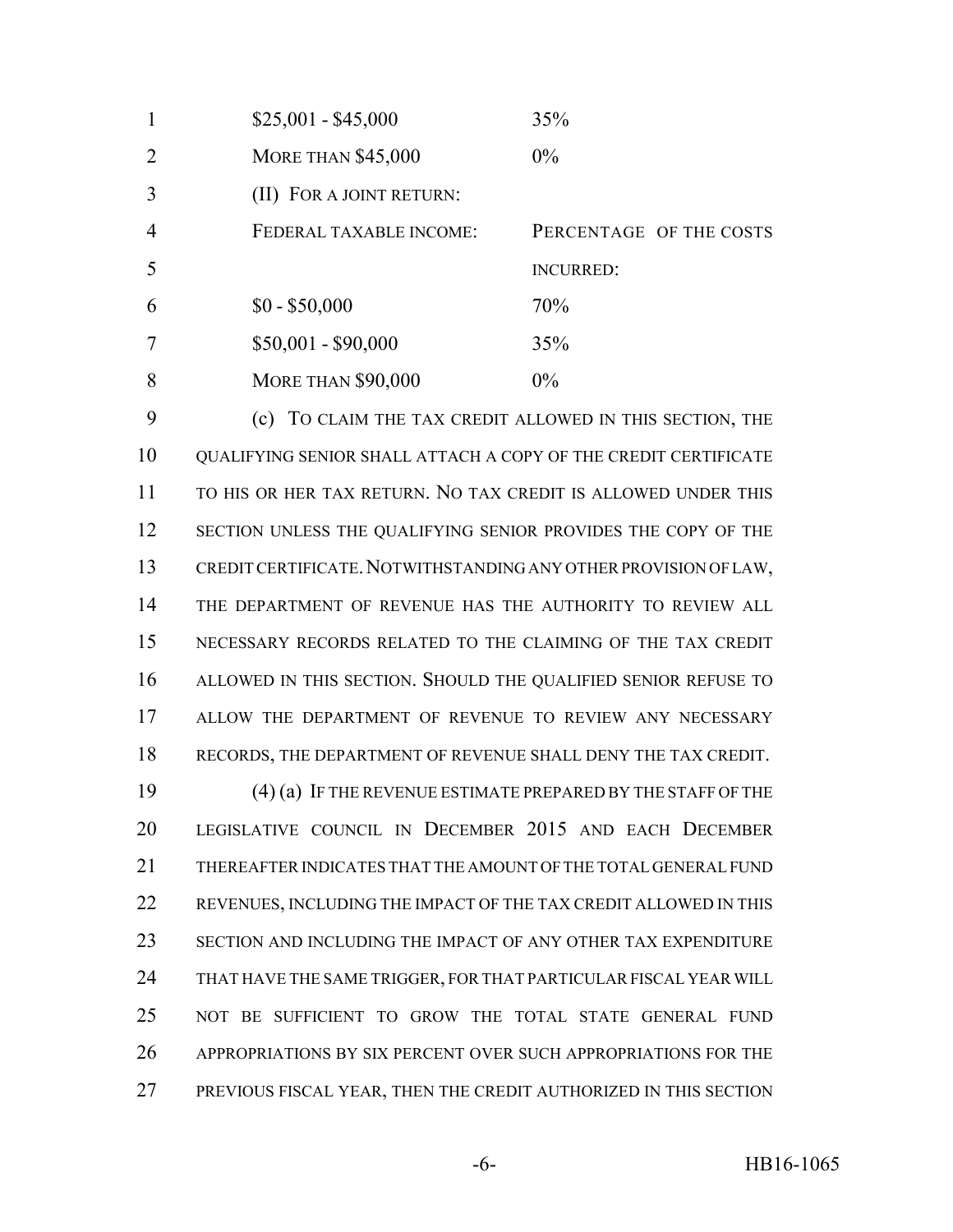| | |
|---|---|
| $25,001 - $45,000 | 35% |
| MORE THAN $45,000 | 0% |

(II) FOR A JOINT RETURN:

| FEDERAL TAXABLE INCOME: | PERCENTAGE OF THE COSTS INCURRED: |
|---|---|
| $0 - $50,000 | 70% |
| $50,001 - $90,000 | 35% |
| MORE THAN $90,000 | 0% |

(c) TO CLAIM THE TAX CREDIT ALLOWED IN THIS SECTION, THE QUALIFYING SENIOR SHALL ATTACH A COPY OF THE CREDIT CERTIFICATE TO HIS OR HER TAX RETURN. NO TAX CREDIT IS ALLOWED UNDER THIS SECTION UNLESS THE QUALIFYING SENIOR PROVIDES THE COPY OF THE CREDIT CERTIFICATE. NOTWITHSTANDING ANY OTHER PROVISION OF LAW, THE DEPARTMENT OF REVENUE HAS THE AUTHORITY TO REVIEW ALL NECESSARY RECORDS RELATED TO THE CLAIMING OF THE TAX CREDIT ALLOWED IN THIS SECTION. SHOULD THE QUALIFIED SENIOR REFUSE TO ALLOW THE DEPARTMENT OF REVENUE TO REVIEW ANY NECESSARY RECORDS, THE DEPARTMENT OF REVENUE SHALL DENY THE TAX CREDIT.

(4) (a) IF THE REVENUE ESTIMATE PREPARED BY THE STAFF OF THE LEGISLATIVE COUNCIL IN DECEMBER 2015 AND EACH DECEMBER THEREAFTER INDICATES THAT THE AMOUNT OF THE TOTAL GENERAL FUND REVENUES, INCLUDING THE IMPACT OF THE TAX CREDIT ALLOWED IN THIS SECTION AND INCLUDING THE IMPACT OF ANY OTHER TAX EXPENDITURE THAT HAVE THE SAME TRIGGER, FOR THAT PARTICULAR FISCAL YEAR WILL NOT BE SUFFICIENT TO GROW THE TOTAL STATE GENERAL FUND APPROPRIATIONS BY SIX PERCENT OVER SUCH APPROPRIATIONS FOR THE PREVIOUS FISCAL YEAR, THEN THE CREDIT AUTHORIZED IN THIS SECTION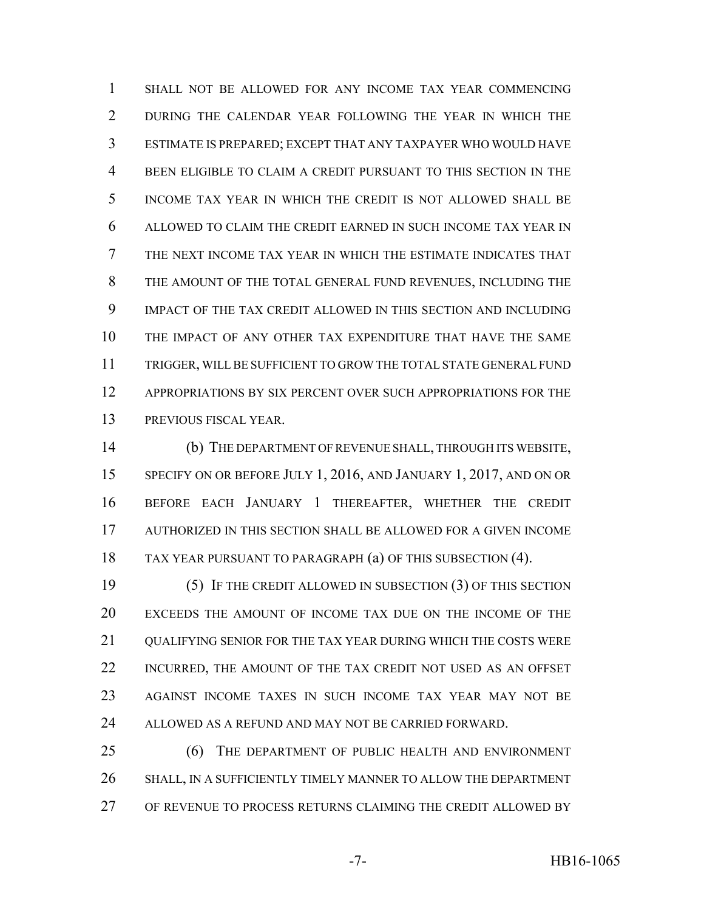SHALL NOT BE ALLOWED FOR ANY INCOME TAX YEAR COMMENCING DURING THE CALENDAR YEAR FOLLOWING THE YEAR IN WHICH THE ESTIMATE IS PREPARED; EXCEPT THAT ANY TAXPAYER WHO WOULD HAVE BEEN ELIGIBLE TO CLAIM A CREDIT PURSUANT TO THIS SECTION IN THE INCOME TAX YEAR IN WHICH THE CREDIT IS NOT ALLOWED SHALL BE ALLOWED TO CLAIM THE CREDIT EARNED IN SUCH INCOME TAX YEAR IN THE NEXT INCOME TAX YEAR IN WHICH THE ESTIMATE INDICATES THAT THE AMOUNT OF THE TOTAL GENERAL FUND REVENUES, INCLUDING THE IMPACT OF THE TAX CREDIT ALLOWED IN THIS SECTION AND INCLUDING THE IMPACT OF ANY OTHER TAX EXPENDITURE THAT HAVE THE SAME TRIGGER, WILL BE SUFFICIENT TO GROW THE TOTAL STATE GENERAL FUND APPROPRIATIONS BY SIX PERCENT OVER SUCH APPROPRIATIONS FOR THE PREVIOUS FISCAL YEAR.

(b) THE DEPARTMENT OF REVENUE SHALL, THROUGH ITS WEBSITE, SPECIFY ON OR BEFORE JULY 1, 2016, AND JANUARY 1, 2017, AND ON OR BEFORE EACH JANUARY 1 THEREAFTER, WHETHER THE CREDIT AUTHORIZED IN THIS SECTION SHALL BE ALLOWED FOR A GIVEN INCOME TAX YEAR PURSUANT TO PARAGRAPH (a) OF THIS SUBSECTION (4).

(5) IF THE CREDIT ALLOWED IN SUBSECTION (3) OF THIS SECTION EXCEEDS THE AMOUNT OF INCOME TAX DUE ON THE INCOME OF THE QUALIFYING SENIOR FOR THE TAX YEAR DURING WHICH THE COSTS WERE INCURRED, THE AMOUNT OF THE TAX CREDIT NOT USED AS AN OFFSET AGAINST INCOME TAXES IN SUCH INCOME TAX YEAR MAY NOT BE ALLOWED AS A REFUND AND MAY NOT BE CARRIED FORWARD.

(6) THE DEPARTMENT OF PUBLIC HEALTH AND ENVIRONMENT SHALL, IN A SUFFICIENTLY TIMELY MANNER TO ALLOW THE DEPARTMENT OF REVENUE TO PROCESS RETURNS CLAIMING THE CREDIT ALLOWED BY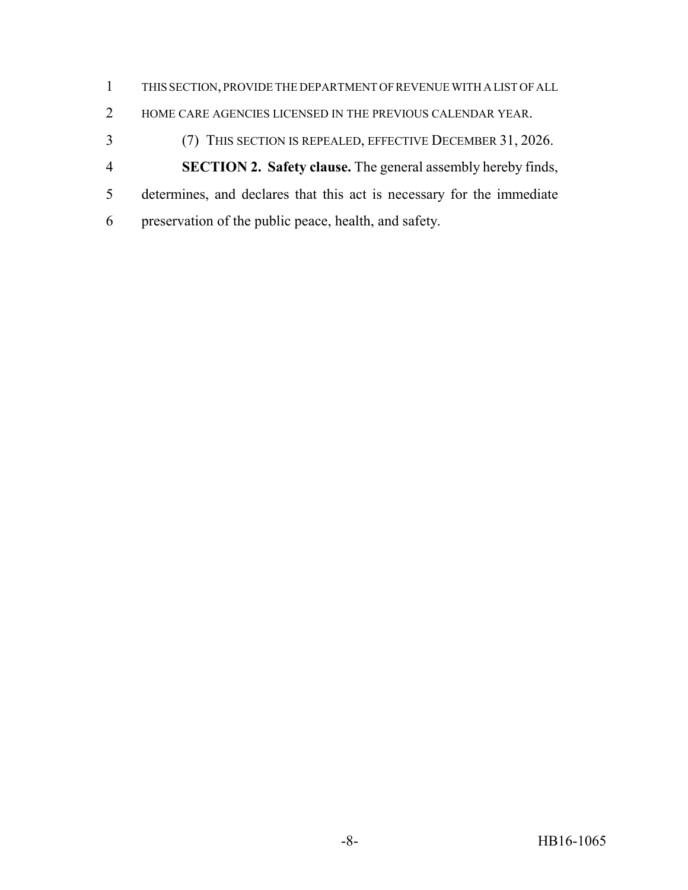THIS SECTION, PROVIDE THE DEPARTMENT OF REVENUE WITH A LIST OF ALL HOME CARE AGENCIES LICENSED IN THE PREVIOUS CALENDAR YEAR.

(7) THIS SECTION IS REPEALED, EFFECTIVE DECEMBER 31, 2026.

**SECTION 2. Safety clause.** The general assembly hereby finds, determines, and declares that this act is necessary for the immediate preservation of the public peace, health, and safety.